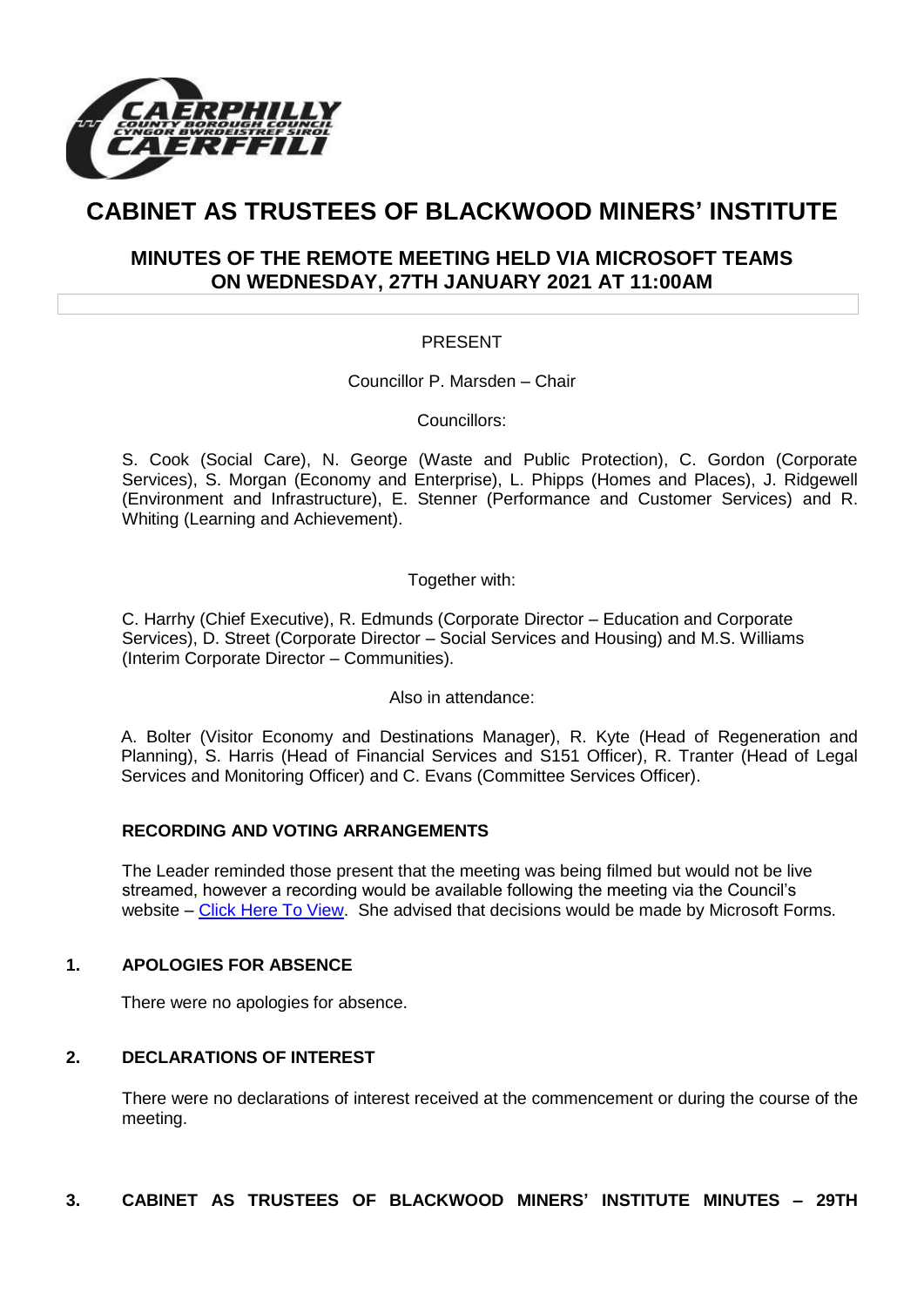# CABINET AS TRUSTEES OF BLACKWOOD MINERS' INSTITUTE

## MINUTES OF THE REMOTE MEETING HELD VIA MICROSOFT TEAMS ON WEDNESDAY, 27TH JANUARY 2021 AT 11:00AM

PRESENT

Councillor P. Marsden – Chair

Councillors:

S. Cook (Social Care), N. George (Waste and Public Protection), C. Gordon (Corporate Services), S. Morgan (Economy and Enterprise), L. Phipps (Homes and Places), J. Ridgewell (Environment and Infrastructure), E. Stenner (Performance and Customer Services) and R. Whiting (Learning and Achievement).

Together with:

C. Harrhy (Chief Executive), R. Edmunds (Corporate Director – Education and Corporate Services), D. Street (Corporate Director – Social Services and Housing) and M.S. Williams (Interim Corporate Director – Communities).

Also in attendance:

A. Bolter (Visitor Economy and Destinations Manager), R. Kyte (Head of Regeneration and Planning), S. Harris (Head of Financial Services and S151 Officer), R. Tranter (Head of Legal Services and Monitoring Officer) and C. Evans (Committee Services Officer).

**RECORDING AND VOTING ARRANGEMENTS**

The Leader reminded those present that the meeting was being filmed but would not be live streamed, however a recording would be available following the meeting via the Council's website – Click Here To View. She advised that decisions would be made by Microsoft Forms.

**1. APOLOGIES FOR ABSENCE**

There were no apologies for absence.

**2. DECLARATIONS OF INTEREST**

There were no declarations of interest received at the commencement or during the course of the meeting.

**3. CABINET AS TRUSTEES OF BLACKWOOD MINERS' INSTITUTE MINUTES – 29TH**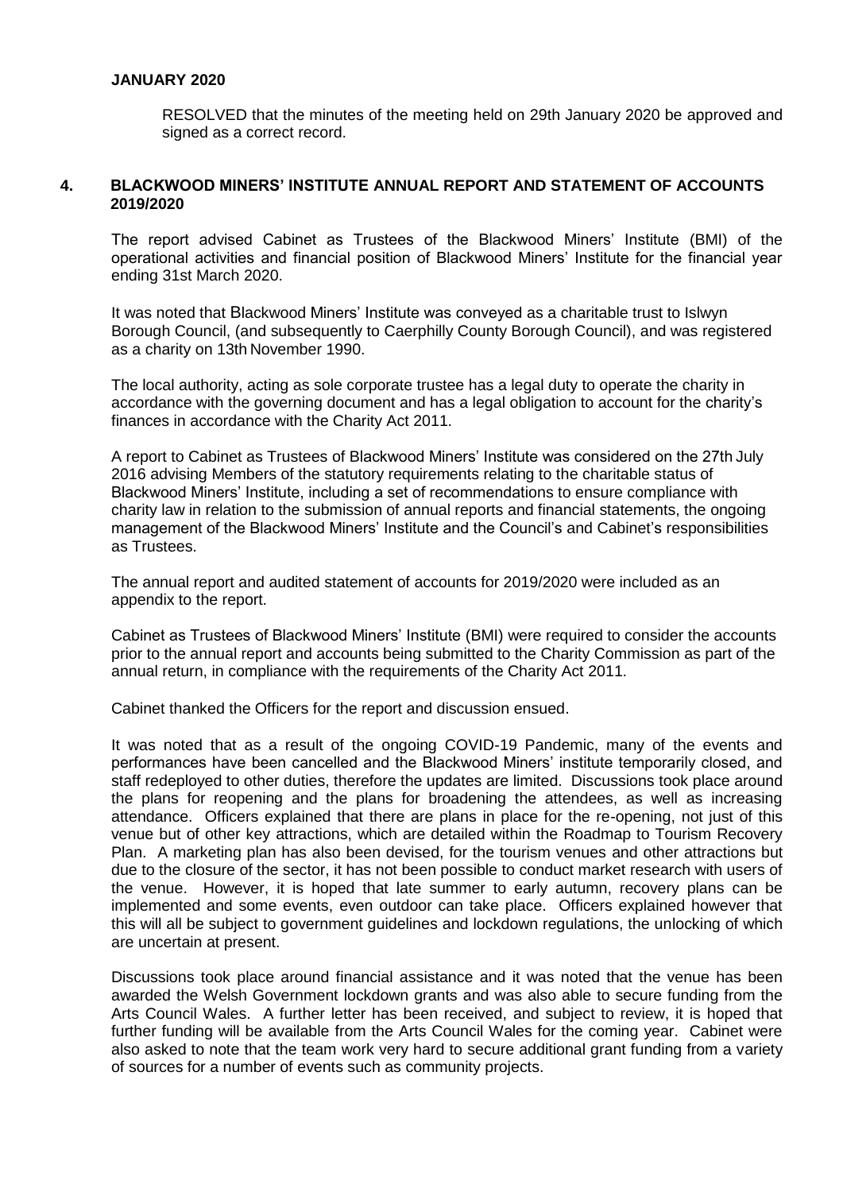**JANUARY 2020**

RESOLVED that the minutes of the meeting held on 29th January 2020 be approved and signed as a correct record.

## 4. BLACKWOOD MINERS' INSTITUTE ANNUAL REPORT AND STATEMENT OF ACCOUNTS 2019/2020

The report advised Cabinet as Trustees of the Blackwood Miners' Institute (BMI) of the operational activities and financial position of Blackwood Miners' Institute for the financial year ending 31st March 2020.

It was noted that Blackwood Miners' Institute was conveyed as a charitable trust to Islwyn Borough Council, (and subsequently to Caerphilly County Borough Council), and was registered as a charity on 13th November 1990.

The local authority, acting as sole corporate trustee has a legal duty to operate the charity in accordance with the governing document and has a legal obligation to account for the charity's finances in accordance with the Charity Act 2011.

A report to Cabinet as Trustees of Blackwood Miners' Institute was considered on the 27th July 2016 advising Members of the statutory requirements relating to the charitable status of Blackwood Miners' Institute, including a set of recommendations to ensure compliance with charity law in relation to the submission of annual reports and financial statements, the ongoing management of the Blackwood Miners' Institute and the Council's and Cabinet's responsibilities as Trustees.

The annual report and audited statement of accounts for 2019/2020 were included as an appendix to the report.

Cabinet as Trustees of Blackwood Miners' Institute (BMI) were required to consider the accounts prior to the annual report and accounts being submitted to the Charity Commission as part of the annual return, in compliance with the requirements of the Charity Act 2011.

Cabinet thanked the Officers for the report and discussion ensued.

It was noted that as a result of the ongoing COVID-19 Pandemic, many of the events and performances have been cancelled and the Blackwood Miners' institute temporarily closed, and staff redeployed to other duties, therefore the updates are limited. Discussions took place around the plans for reopening and the plans for broadening the attendees, as well as increasing attendance. Officers explained that there are plans in place for the re-opening, not just of this venue but of other key attractions, which are detailed within the Roadmap to Tourism Recovery Plan. A marketing plan has also been devised, for the tourism venues and other attractions but due to the closure of the sector, it has not been possible to conduct market research with users of the venue. However, it is hoped that late summer to early autumn, recovery plans can be implemented and some events, even outdoor can take place. Officers explained however that this will all be subject to government guidelines and lockdown regulations, the unlocking of which are uncertain at present.

Discussions took place around financial assistance and it was noted that the venue has been awarded the Welsh Government lockdown grants and was also able to secure funding from the Arts Council Wales. A further letter has been received, and subject to review, it is hoped that further funding will be available from the Arts Council Wales for the coming year. Cabinet were also asked to note that the team work very hard to secure additional grant funding from a variety of sources for a number of events such as community projects.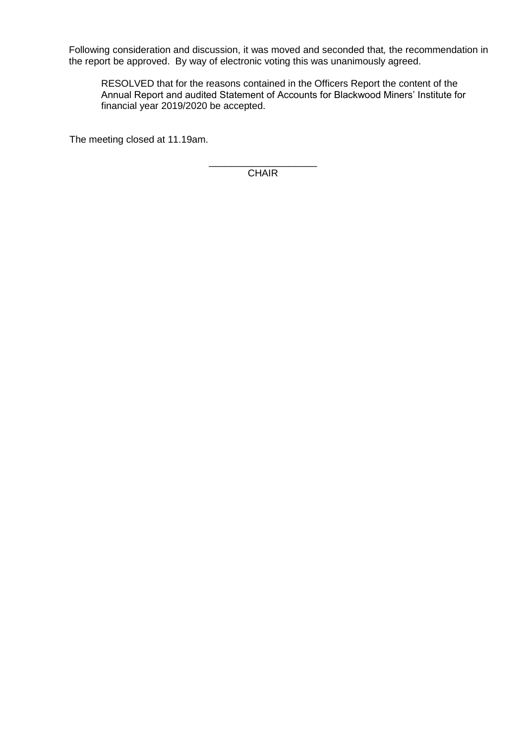Following consideration and discussion, it was moved and seconded that, the recommendation in the report be approved. By way of electronic voting this was unanimously agreed.

> RESOLVED that for the reasons contained in the Officers Report the content of the Annual Report and audited Statement of Accounts for Blackwood Miners' Institute for financial year 2019/2020 be accepted.

The meeting closed at 11.19am.

\_\_\_\_\_\_\_\_\_\_\_\_\_\_\_\_\_\_\_\_

CHAIR